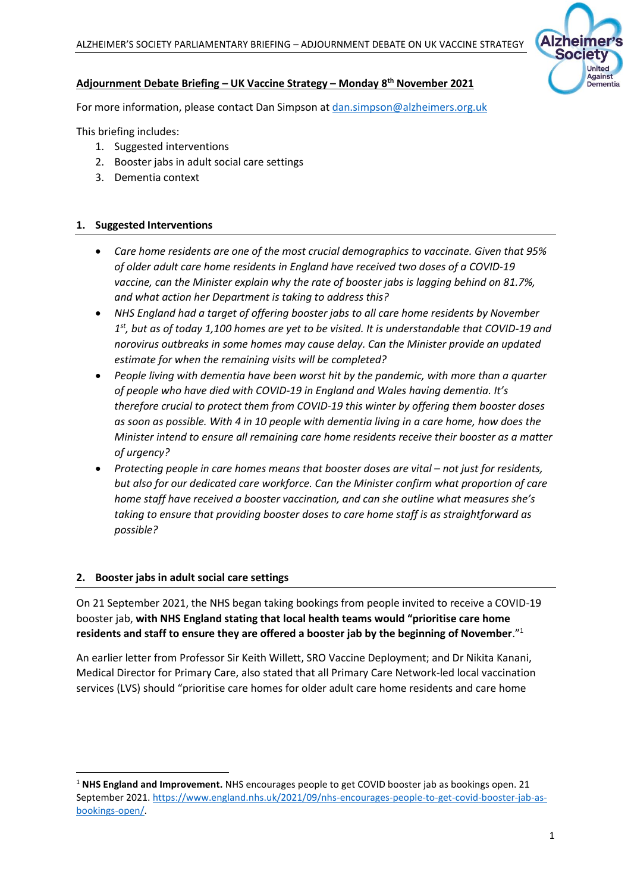**Adjournment Debate Briefing – UK Vaccine Strategy – Monday 8th November 2021**

For more information, please contact Dan Simpson at dan.simpson@alzheimers.org.uk

This briefing includes:

1. Suggested interventions
2. Booster jabs in adult social care settings
3. Dementia context

## 1. Suggested Interventions

- *Care home residents are one of the most crucial demographics to vaccinate. Given that 95% of older adult care home residents in England have received two doses of a COVID-19 vaccine, can the Minister explain why the rate of booster jabs is lagging behind on 81.7%, and what action her Department is taking to address this?*
- *NHS England had a target of offering booster jabs to all care home residents by November 1st, but as of today 1,100 homes are yet to be visited. It is understandable that COVID-19 and norovirus outbreaks in some homes may cause delay. Can the Minister provide an updated estimate for when the remaining visits will be completed?*
- *People living with dementia have been worst hit by the pandemic, with more than a quarter of people who have died with COVID-19 in England and Wales having dementia. It's therefore crucial to protect them from COVID-19 this winter by offering them booster doses as soon as possible. With 4 in 10 people with dementia living in a care home, how does the Minister intend to ensure all remaining care home residents receive their booster as a matter of urgency?*
- *Protecting people in care homes means that booster doses are vital – not just for residents, but also for our dedicated care workforce. Can the Minister confirm what proportion of care home staff have received a booster vaccination, and can she outline what measures she's taking to ensure that providing booster doses to care home staff is as straightforward as possible?*

## 2. Booster jabs in adult social care settings

On 21 September 2021, the NHS began taking bookings from people invited to receive a COVID-19 booster jab, **with NHS England stating that local health teams would "prioritise care home residents and staff to ensure they are offered a booster jab by the beginning of November**."[1]

An earlier letter from Professor Sir Keith Willett, SRO Vaccine Deployment; and Dr Nikita Kanani, Medical Director for Primary Care, also stated that all Primary Care Network-led local vaccination services (LVS) should "prioritise care homes for older adult care home residents and care home

---

[1] **NHS England and Improvement.** NHS encourages people to get COVID booster jab as bookings open. 21 September 2021. https://www.england.nhs.uk/2021/09/nhs-encourages-people-to-get-covid-booster-jab-as-bookings-open/.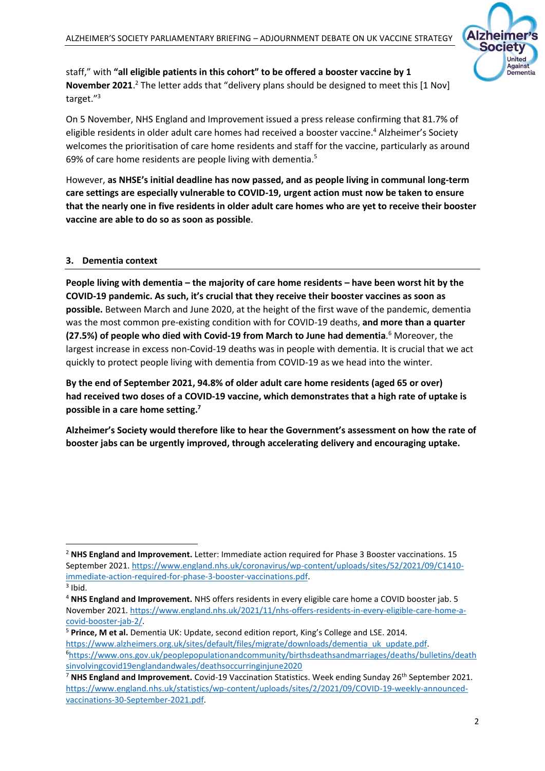staff," with **"all eligible patients in this cohort" to be offered a booster vaccine by 1 November 2021**.[2] The letter adds that "delivery plans should be designed to meet this [1 Nov] target."[3]

On 5 November, NHS England and Improvement issued a press release confirming that 81.7% of eligible residents in older adult care homes had received a booster vaccine.[4] Alzheimer's Society welcomes the prioritisation of care home residents and staff for the vaccine, particularly as around 69% of care home residents are people living with dementia.[5]

However, **as NHSE's initial deadline has now passed, and as people living in communal long-term care settings are especially vulnerable to COVID-19, urgent action must now be taken to ensure that the nearly one in five residents in older adult care homes who are yet to receive their booster vaccine are able to do so as soon as possible**.

## 3. Dementia context

**People living with dementia – the majority of care home residents – have been worst hit by the COVID-19 pandemic. As such, it's crucial that they receive their booster vaccines as soon as possible.** Between March and June 2020, at the height of the first wave of the pandemic, dementia was the most common pre-existing condition with for COVID-19 deaths, **and more than a quarter (27.5%) of people who died with Covid-19 from March to June had dementia**.[6] Moreover, the largest increase in excess non-Covid-19 deaths was in people with dementia. It is crucial that we act quickly to protect people living with dementia from COVID-19 as we head into the winter.

**By the end of September 2021, 94.8% of older adult care home residents (aged 65 or over) had received two doses of a COVID-19 vaccine, which demonstrates that a high rate of uptake is possible in a care home setting.[7]**

**Alzheimer's Society would therefore like to hear the Government's assessment on how the rate of booster jabs can be urgently improved, through accelerating delivery and encouraging uptake.**

---

[2] **NHS England and Improvement.** Letter: Immediate action required for Phase 3 Booster vaccinations. 15 September 2021. https://www.england.nhs.uk/coronavirus/wp-content/uploads/sites/52/2021/09/C1410-immediate-action-required-for-phase-3-booster-vaccinations.pdf.

[3] Ibid.

[4] **NHS England and Improvement.** NHS offers residents in every eligible care home a COVID booster jab. 5 November 2021. https://www.england.nhs.uk/2021/11/nhs-offers-residents-in-every-eligible-care-home-a-covid-booster-jab-2/.

[5] **Prince, M et al.** Dementia UK: Update, second edition report, King's College and LSE. 2014. https://www.alzheimers.org.uk/sites/default/files/migrate/downloads/dementia_uk_update.pdf.

[6] https://www.ons.gov.uk/peoplepopulationandcommunity/birthsdeathsandmarriages/deaths/bulletins/deathsinvolvingcovid19englandandwales/deathsoccurringinjune2020

[7] **NHS England and Improvement.** Covid-19 Vaccination Statistics. Week ending Sunday 26th September 2021. https://www.england.nhs.uk/statistics/wp-content/uploads/sites/2/2021/09/COVID-19-weekly-announced-vaccinations-30-September-2021.pdf.